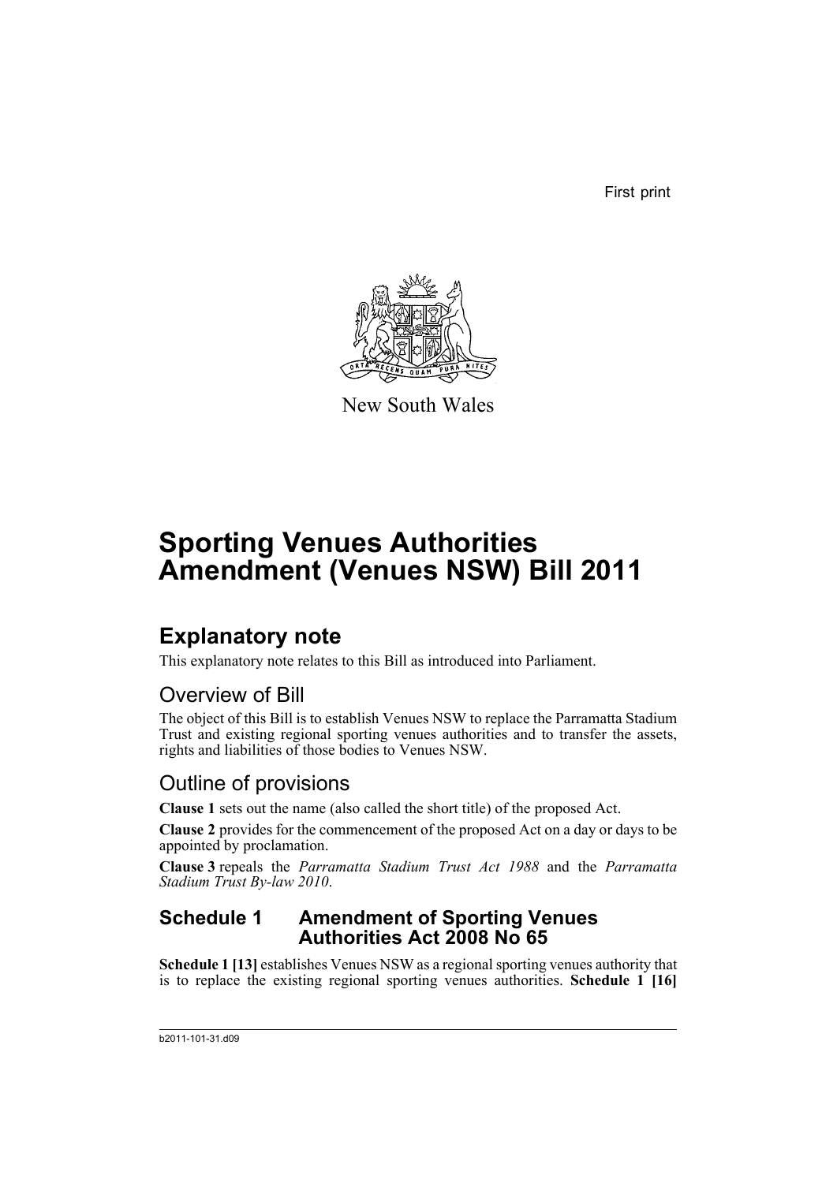First print

New South Wales

# Sporting Venues Authorities Amendment (Venues NSW) Bill 2011

## Explanatory note

This explanatory note relates to this Bill as introduced into Parliament.

### Overview of Bill

The object of this Bill is to establish Venues NSW to replace the Parramatta Stadium Trust and existing regional sporting venues authorities and to transfer the assets, rights and liabilities of those bodies to Venues NSW.

### Outline of provisions

**Clause 1** sets out the name (also called the short title) of the proposed Act.

**Clause 2** provides for the commencement of the proposed Act on a day or days to be appointed by proclamation.

**Clause 3** repeals the *Parramatta Stadium Trust Act 1988* and the *Parramatta Stadium Trust By-law 2010*.

### Schedule 1 Amendment of Sporting Venues Authorities Act 2008 No 65

**Schedule 1 [13]** establishes Venues NSW as a regional sporting venues authority that is to replace the existing regional sporting venues authorities. **Schedule 1 [16]**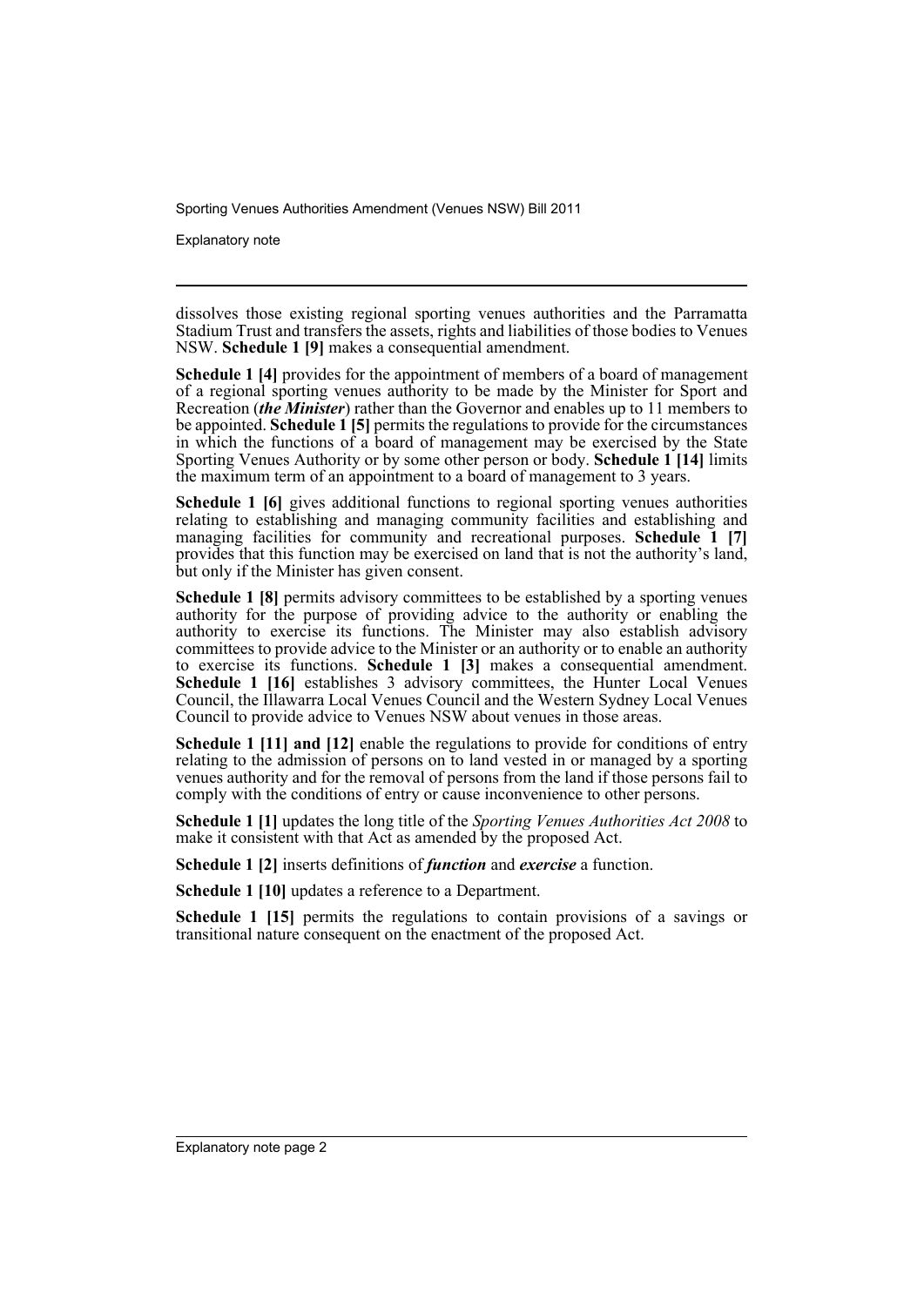dissolves those existing regional sporting venues authorities and the Parramatta Stadium Trust and transfers the assets, rights and liabilities of those bodies to Venues NSW. **Schedule 1 [9]** makes a consequential amendment.

**Schedule 1 [4]** provides for the appointment of members of a board of management of a regional sporting venues authority to be made by the Minister for Sport and Recreation (***the Minister***) rather than the Governor and enables up to 11 members to be appointed. **Schedule 1 [5]** permits the regulations to provide for the circumstances in which the functions of a board of management may be exercised by the State Sporting Venues Authority or by some other person or body. **Schedule 1 [14]** limits the maximum term of an appointment to a board of management to 3 years.

**Schedule 1 [6]** gives additional functions to regional sporting venues authorities relating to establishing and managing community facilities and establishing and managing facilities for community and recreational purposes. **Schedule 1 [7]** provides that this function may be exercised on land that is not the authority's land, but only if the Minister has given consent.

**Schedule 1 [8]** permits advisory committees to be established by a sporting venues authority for the purpose of providing advice to the authority or enabling the authority to exercise its functions. The Minister may also establish advisory committees to provide advice to the Minister or an authority or to enable an authority to exercise its functions. **Schedule 1 [3]** makes a consequential amendment. **Schedule 1 [16]** establishes 3 advisory committees, the Hunter Local Venues Council, the Illawarra Local Venues Council and the Western Sydney Local Venues Council to provide advice to Venues NSW about venues in those areas.

**Schedule 1 [11] and [12]** enable the regulations to provide for conditions of entry relating to the admission of persons on to land vested in or managed by a sporting venues authority and for the removal of persons from the land if those persons fail to comply with the conditions of entry or cause inconvenience to other persons.

**Schedule 1 [1]** updates the long title of the *Sporting Venues Authorities Act 2008* to make it consistent with that Act as amended by the proposed Act.

**Schedule 1 [2]** inserts definitions of ***function*** and ***exercise*** a function.

**Schedule 1 [10]** updates a reference to a Department.

**Schedule 1 [15]** permits the regulations to contain provisions of a savings or transitional nature consequent on the enactment of the proposed Act.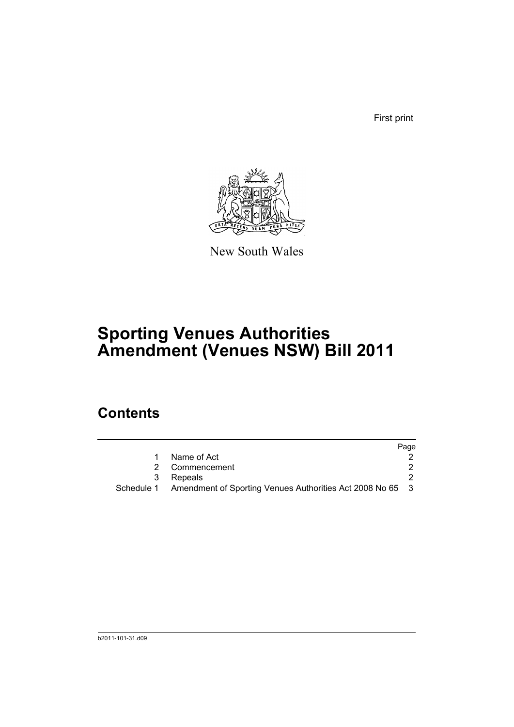First print

New South Wales

# Sporting Venues Authorities Amendment (Venues NSW) Bill 2011

## Contents

| | | Page |
|---|---|---|
| 1 | Name of Act | 2 |
| 2 | Commencement | 2 |
| 3 | Repeals | 2 |
| Schedule 1 | Amendment of Sporting Venues Authorities Act 2008 No 65 | 3 |

b2011-101-31.d09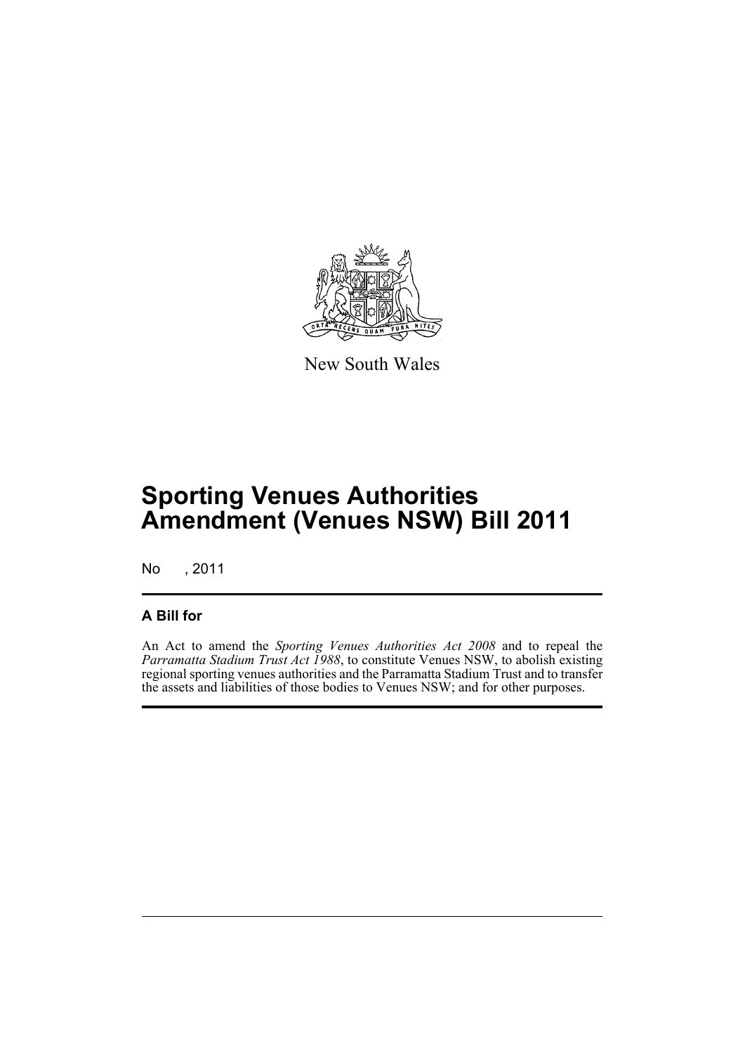New South Wales

# Sporting Venues Authorities Amendment (Venues NSW) Bill 2011

No , 2011

## A Bill for

An Act to amend the *Sporting Venues Authorities Act 2008* and to repeal the *Parramatta Stadium Trust Act 1988*, to constitute Venues NSW, to abolish existing regional sporting venues authorities and the Parramatta Stadium Trust and to transfer the assets and liabilities of those bodies to Venues NSW; and for other purposes.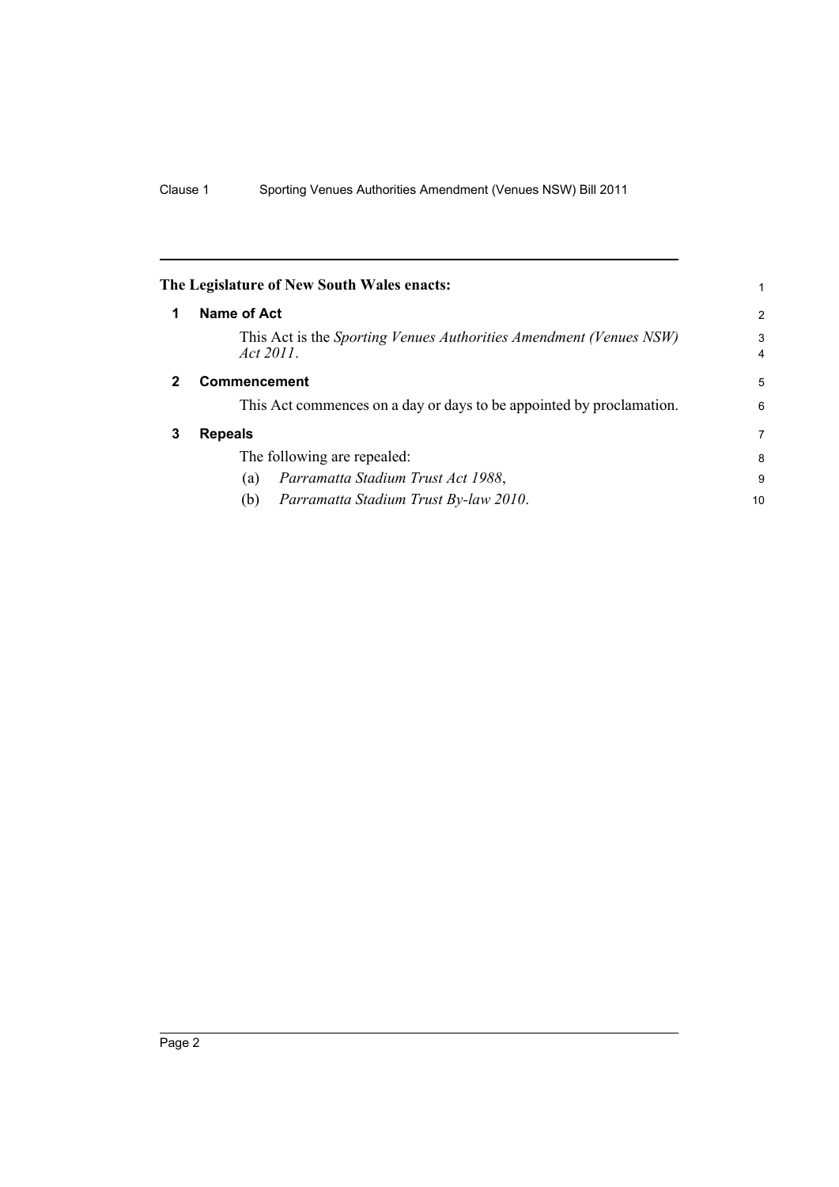**The Legislature of New South Wales enacts:**

## 1 Name of Act

This Act is the *Sporting Venues Authorities Amendment (Venues NSW) Act 2011*.

## 2 Commencement

This Act commences on a day or days to be appointed by proclamation.

## 3 Repeals

The following are repealed:

(a) *Parramatta Stadium Trust Act 1988*,

(b) *Parramatta Stadium Trust By-law 2010*.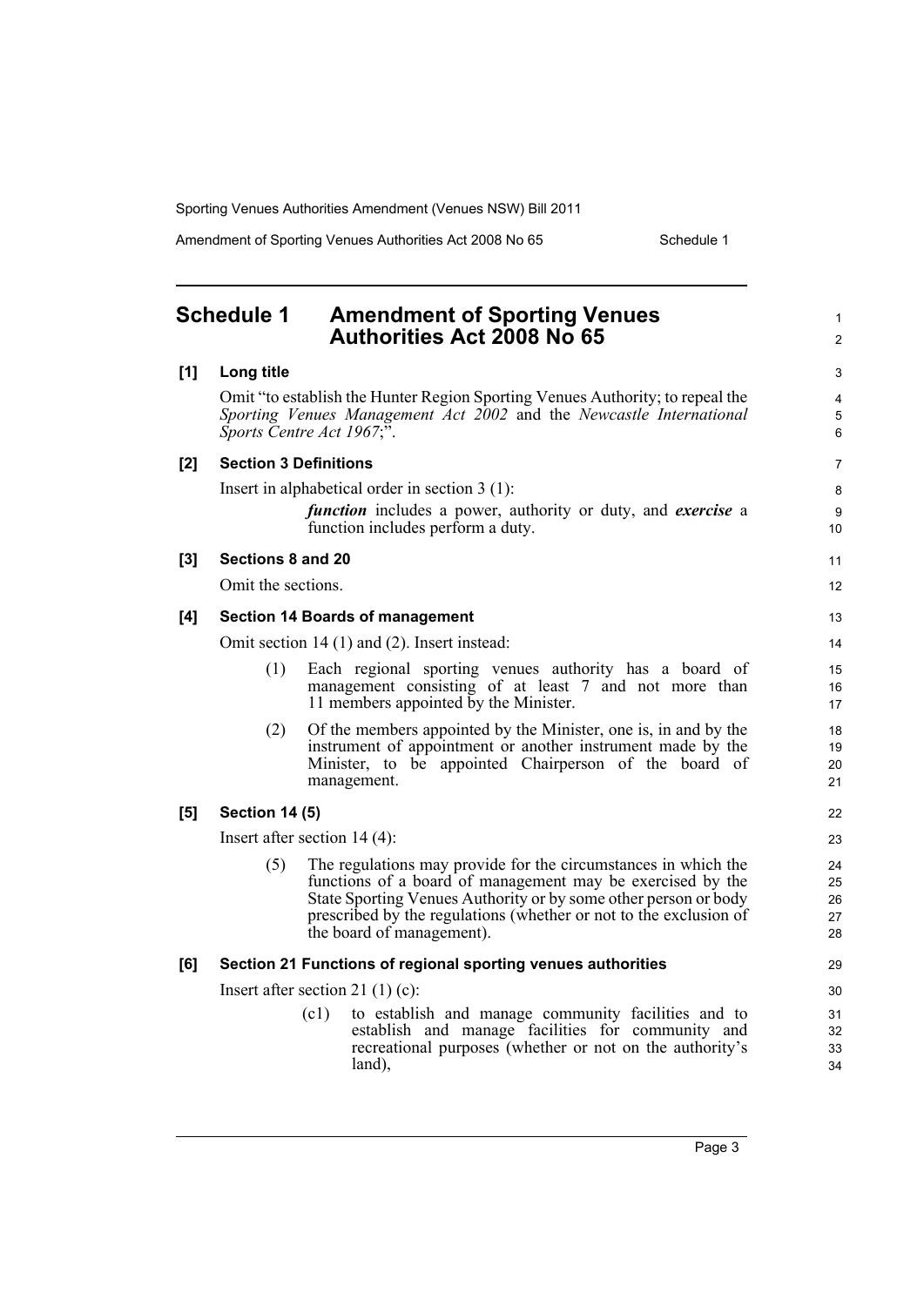# Schedule 1 Amendment of Sporting Venues Authorities Act 2008 No 65

**[1] Long title**

Omit "to establish the Hunter Region Sporting Venues Authority; to repeal the *Sporting Venues Management Act 2002* and the *Newcastle International Sports Centre Act 1967*;".

**[2] Section 3 Definitions**

Insert in alphabetical order in section 3 (1):

> ***function*** includes a power, authority or duty, and ***exercise*** a function includes perform a duty.

**[3] Sections 8 and 20**

Omit the sections.

**[4] Section 14 Boards of management**

Omit section 14 (1) and (2). Insert instead:

> (1) Each regional sporting venues authority has a board of management consisting of at least 7 and not more than 11 members appointed by the Minister.
>
> (2) Of the members appointed by the Minister, one is, in and by the instrument of appointment or another instrument made by the Minister, to be appointed Chairperson of the board of management.

**[5] Section 14 (5)**

Insert after section 14 (4):

> (5) The regulations may provide for the circumstances in which the functions of a board of management may be exercised by the State Sporting Venues Authority or by some other person or body prescribed by the regulations (whether or not to the exclusion of the board of management).

**[6] Section 21 Functions of regional sporting venues authorities**

Insert after section 21 (1) (c):

> (c1) to establish and manage community facilities and to establish and manage facilities for community and recreational purposes (whether or not on the authority's land),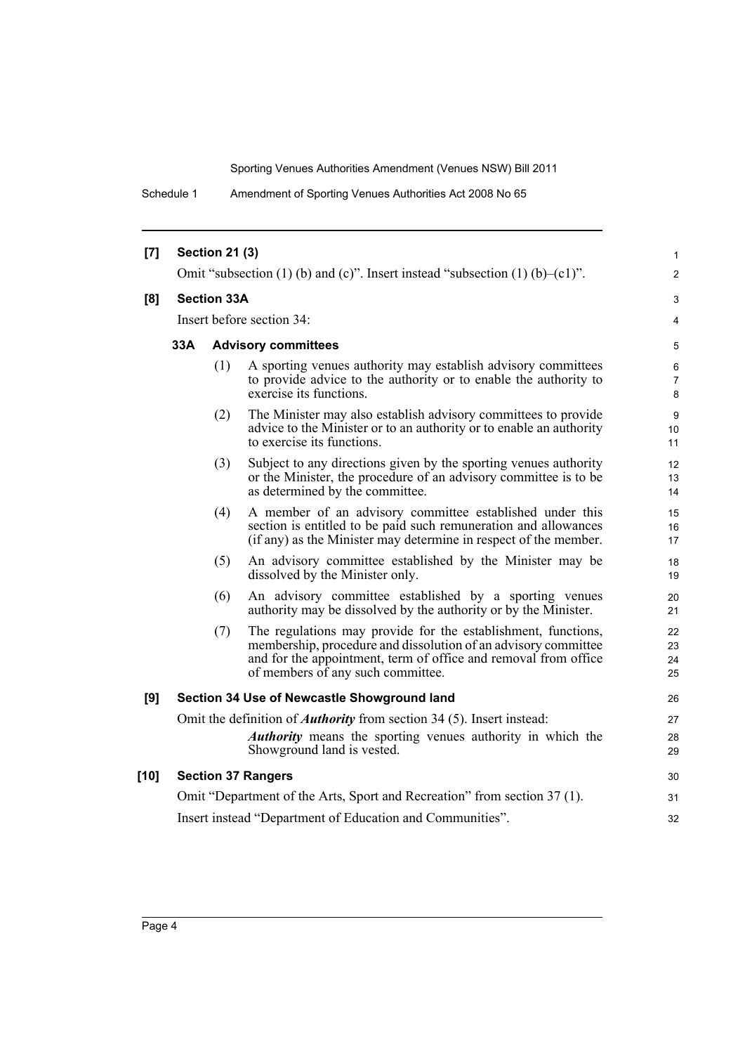**[7] Section 21 (3)**

Omit "subsection (1) (b) and (c)". Insert instead "subsection (1) (b)–(c1)".

**[8] Section 33A**

Insert before section 34:

**33A Advisory committees**

(1) A sporting venues authority may establish advisory committees to provide advice to the authority or to enable the authority to exercise its functions.

(2) The Minister may also establish advisory committees to provide advice to the Minister or to an authority or to enable an authority to exercise its functions.

(3) Subject to any directions given by the sporting venues authority or the Minister, the procedure of an advisory committee is to be as determined by the committee.

(4) A member of an advisory committee established under this section is entitled to be paid such remuneration and allowances (if any) as the Minister may determine in respect of the member.

(5) An advisory committee established by the Minister may be dissolved by the Minister only.

(6) An advisory committee established by a sporting venues authority may be dissolved by the authority or by the Minister.

(7) The regulations may provide for the establishment, functions, membership, procedure and dissolution of an advisory committee and for the appointment, term of office and removal from office of members of any such committee.

**[9] Section 34 Use of Newcastle Showground land**

Omit the definition of ***Authority*** from section 34 (5). Insert instead:

> ***Authority*** means the sporting venues authority in which the Showground land is vested.

**[10] Section 37 Rangers**

Omit "Department of the Arts, Sport and Recreation" from section 37 (1).

Insert instead "Department of Education and Communities".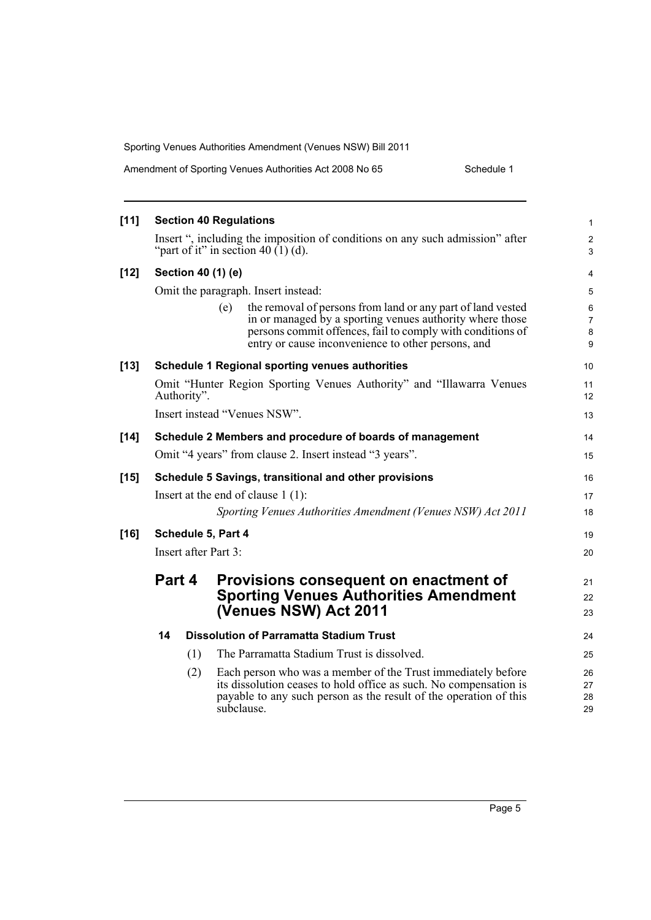**[11] Section 40 Regulations**

Insert ", including the imposition of conditions on any such admission" after "part of it" in section 40 (1) (d).

**[12] Section 40 (1) (e)**

Omit the paragraph. Insert instead:

> (e) the removal of persons from land or any part of land vested in or managed by a sporting venues authority where those persons commit offences, fail to comply with conditions of entry or cause inconvenience to other persons, and

**[13] Schedule 1 Regional sporting venues authorities**

Omit "Hunter Region Sporting Venues Authority" and "Illawarra Venues Authority".

Insert instead "Venues NSW".

**[14] Schedule 2 Members and procedure of boards of management**

Omit "4 years" from clause 2. Insert instead "3 years".

**[15] Schedule 5 Savings, transitional and other provisions**

Insert at the end of clause 1 (1):

> *Sporting Venues Authorities Amendment (Venues NSW) Act 2011*

**[16] Schedule 5, Part 4**

Insert after Part 3:

## Part 4 Provisions consequent on enactment of Sporting Venues Authorities Amendment (Venues NSW) Act 2011

### 14 Dissolution of Parramatta Stadium Trust

(1) The Parramatta Stadium Trust is dissolved.

(2) Each person who was a member of the Trust immediately before its dissolution ceases to hold office as such. No compensation is payable to any such person as the result of the operation of this subclause.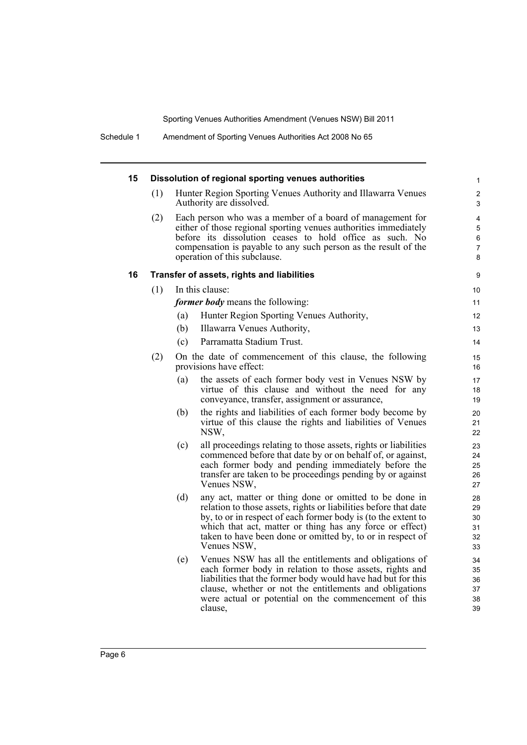### 15 Dissolution of regional sporting venues authorities

(1) Hunter Region Sporting Venues Authority and Illawarra Venues Authority are dissolved.

(2) Each person who was a member of a board of management for either of those regional sporting venues authorities immediately before its dissolution ceases to hold office as such. No compensation is payable to any such person as the result of the operation of this subclause.

### 16 Transfer of assets, rights and liabilities

(1) In this clause:

***former body*** means the following:

- (a) Hunter Region Sporting Venues Authority,
- (b) Illawarra Venues Authority,
- (c) Parramatta Stadium Trust.

(2) On the date of commencement of this clause, the following provisions have effect:

- (a) the assets of each former body vest in Venues NSW by virtue of this clause and without the need for any conveyance, transfer, assignment or assurance,
- (b) the rights and liabilities of each former body become by virtue of this clause the rights and liabilities of Venues NSW,
- (c) all proceedings relating to those assets, rights or liabilities commenced before that date by or on behalf of, or against, each former body and pending immediately before the transfer are taken to be proceedings pending by or against Venues NSW,
- (d) any act, matter or thing done or omitted to be done in relation to those assets, rights or liabilities before that date by, to or in respect of each former body is (to the extent to which that act, matter or thing has any force or effect) taken to have been done or omitted by, to or in respect of Venues NSW,
- (e) Venues NSW has all the entitlements and obligations of each former body in relation to those assets, rights and liabilities that the former body would have had but for this clause, whether or not the entitlements and obligations were actual or potential on the commencement of this clause,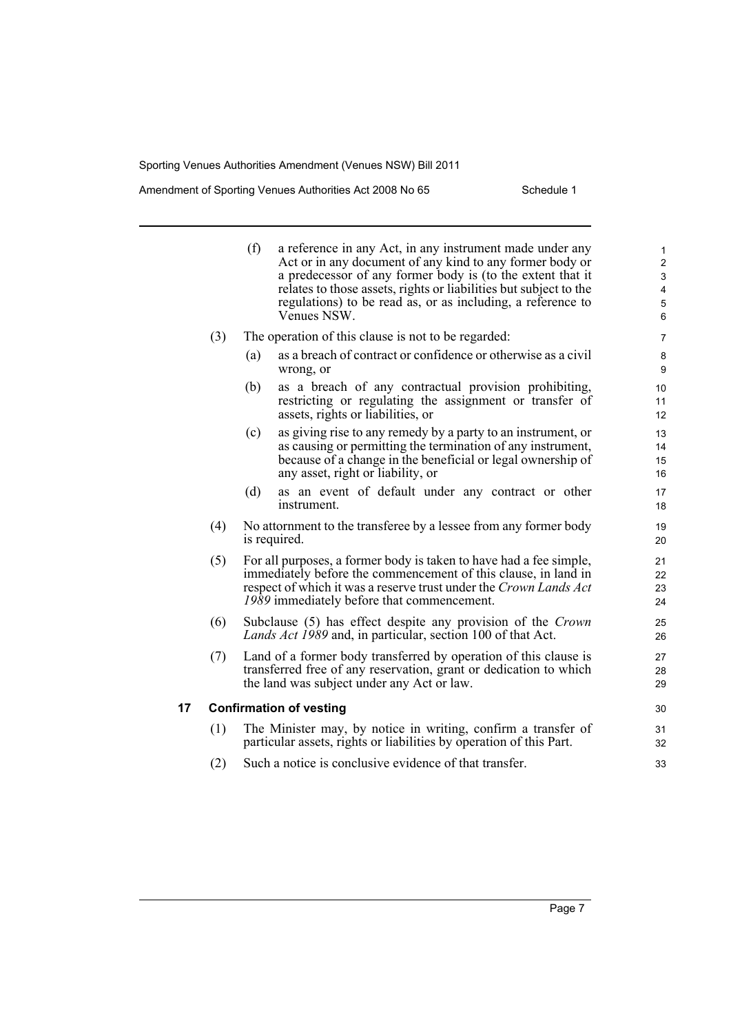(f) a reference in any Act, in any instrument made under any Act or in any document of any kind to any former body or a predecessor of any former body is (to the extent that it relates to those assets, rights or liabilities but subject to the regulations) to be read as, or as including, a reference to Venues NSW.

(3) The operation of this clause is not to be regarded:

(a) as a breach of contract or confidence or otherwise as a civil wrong, or

(b) as a breach of any contractual provision prohibiting, restricting or regulating the assignment or transfer of assets, rights or liabilities, or

(c) as giving rise to any remedy by a party to an instrument, or as causing or permitting the termination of any instrument, because of a change in the beneficial or legal ownership of any asset, right or liability, or

(d) as an event of default under any contract or other instrument.

(4) No attornment to the transferee by a lessee from any former body is required.

(5) For all purposes, a former body is taken to have had a fee simple, immediately before the commencement of this clause, in land in respect of which it was a reserve trust under the *Crown Lands Act 1989* immediately before that commencement.

(6) Subclause (5) has effect despite any provision of the *Crown Lands Act 1989* and, in particular, section 100 of that Act.

(7) Land of a former body transferred by operation of this clause is transferred free of any reservation, grant or dedication to which the land was subject under any Act or law.

**17 Confirmation of vesting**

(1) The Minister may, by notice in writing, confirm a transfer of particular assets, rights or liabilities by operation of this Part.

(2) Such a notice is conclusive evidence of that transfer.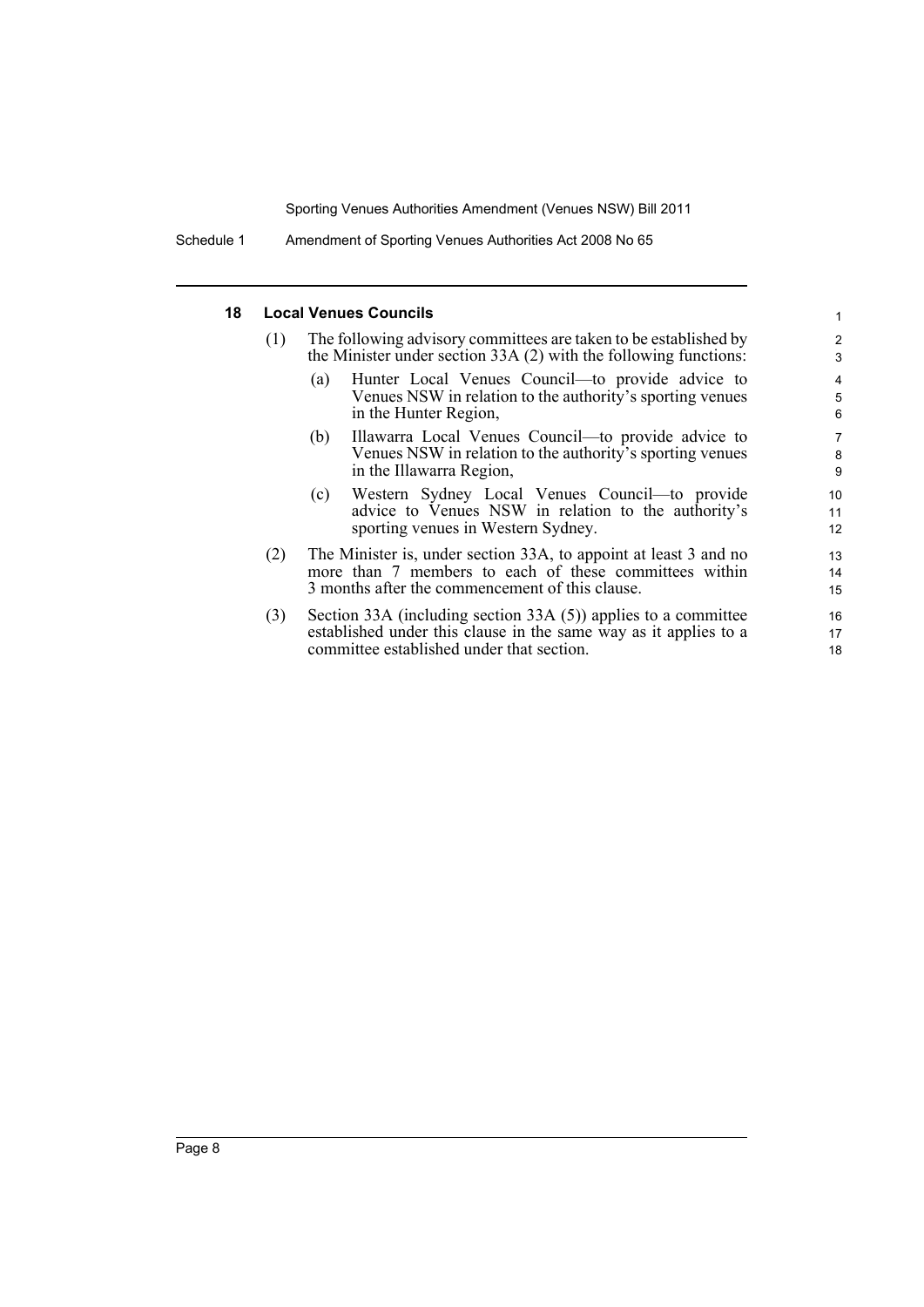### 18 Local Venues Councils

(1) The following advisory committees are taken to be established by the Minister under section 33A (2) with the following functions:

(a) Hunter Local Venues Council—to provide advice to Venues NSW in relation to the authority's sporting venues in the Hunter Region,

(b) Illawarra Local Venues Council—to provide advice to Venues NSW in relation to the authority's sporting venues in the Illawarra Region,

(c) Western Sydney Local Venues Council—to provide advice to Venues NSW in relation to the authority's sporting venues in Western Sydney.

(2) The Minister is, under section 33A, to appoint at least 3 and no more than 7 members to each of these committees within 3 months after the commencement of this clause.

(3) Section 33A (including section 33A (5)) applies to a committee established under this clause in the same way as it applies to a committee established under that section.